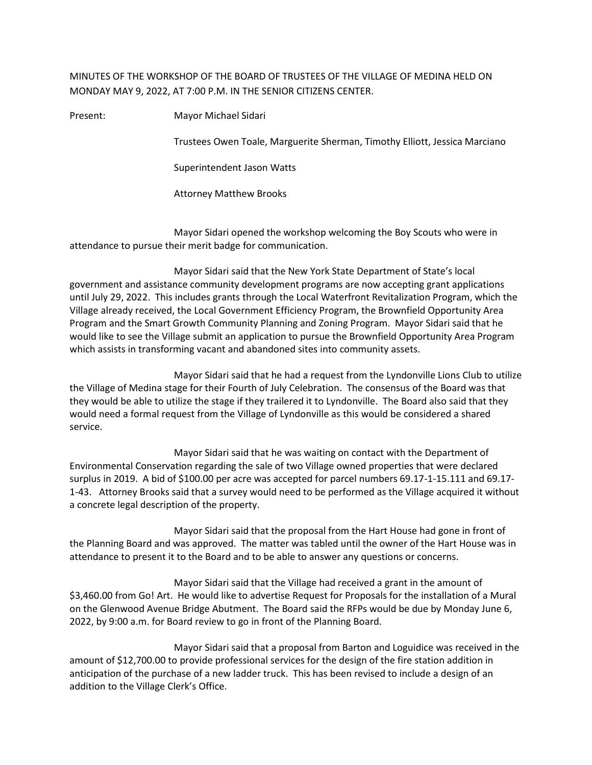MINUTES OF THE WORKSHOP OF THE BOARD OF TRUSTEES OF THE VILLAGE OF MEDINA HELD ON MONDAY MAY 9, 2022, AT 7:00 P.M. IN THE SENIOR CITIZENS CENTER.

Present: Mayor Michael Sidari

Trustees Owen Toale, Marguerite Sherman, Timothy Elliott, Jessica Marciano

Superintendent Jason Watts

Attorney Matthew Brooks

Mayor Sidari opened the workshop welcoming the Boy Scouts who were in attendance to pursue their merit badge for communication.

Mayor Sidari said that the New York State Department of State's local government and assistance community development programs are now accepting grant applications until July 29, 2022. This includes grants through the Local Waterfront Revitalization Program, which the Village already received, the Local Government Efficiency Program, the Brownfield Opportunity Area Program and the Smart Growth Community Planning and Zoning Program. Mayor Sidari said that he would like to see the Village submit an application to pursue the Brownfield Opportunity Area Program which assists in transforming vacant and abandoned sites into community assets.

Mayor Sidari said that he had a request from the Lyndonville Lions Club to utilize the Village of Medina stage for their Fourth of July Celebration. The consensus of the Board was that they would be able to utilize the stage if they trailered it to Lyndonville. The Board also said that they would need a formal request from the Village of Lyndonville as this would be considered a shared service.

Mayor Sidari said that he was waiting on contact with the Department of Environmental Conservation regarding the sale of two Village owned properties that were declared surplus in 2019. A bid of $100.00 per acre was accepted for parcel numbers 69.17-1-15.111 and 69.17-1-43. Attorney Brooks said that a survey would need to be performed as the Village acquired it without a concrete legal description of the property.

Mayor Sidari said that the proposal from the Hart House had gone in front of the Planning Board and was approved. The matter was tabled until the owner of the Hart House was in attendance to present it to the Board and to be able to answer any questions or concerns.

Mayor Sidari said that the Village had received a grant in the amount of $3,460.00 from Go! Art. He would like to advertise Request for Proposals for the installation of a Mural on the Glenwood Avenue Bridge Abutment. The Board said the RFPs would be due by Monday June 6, 2022, by 9:00 a.m. for Board review to go in front of the Planning Board.

Mayor Sidari said that a proposal from Barton and Loguidice was received in the amount of $12,700.00 to provide professional services for the design of the fire station addition in anticipation of the purchase of a new ladder truck. This has been revised to include a design of an addition to the Village Clerk's Office.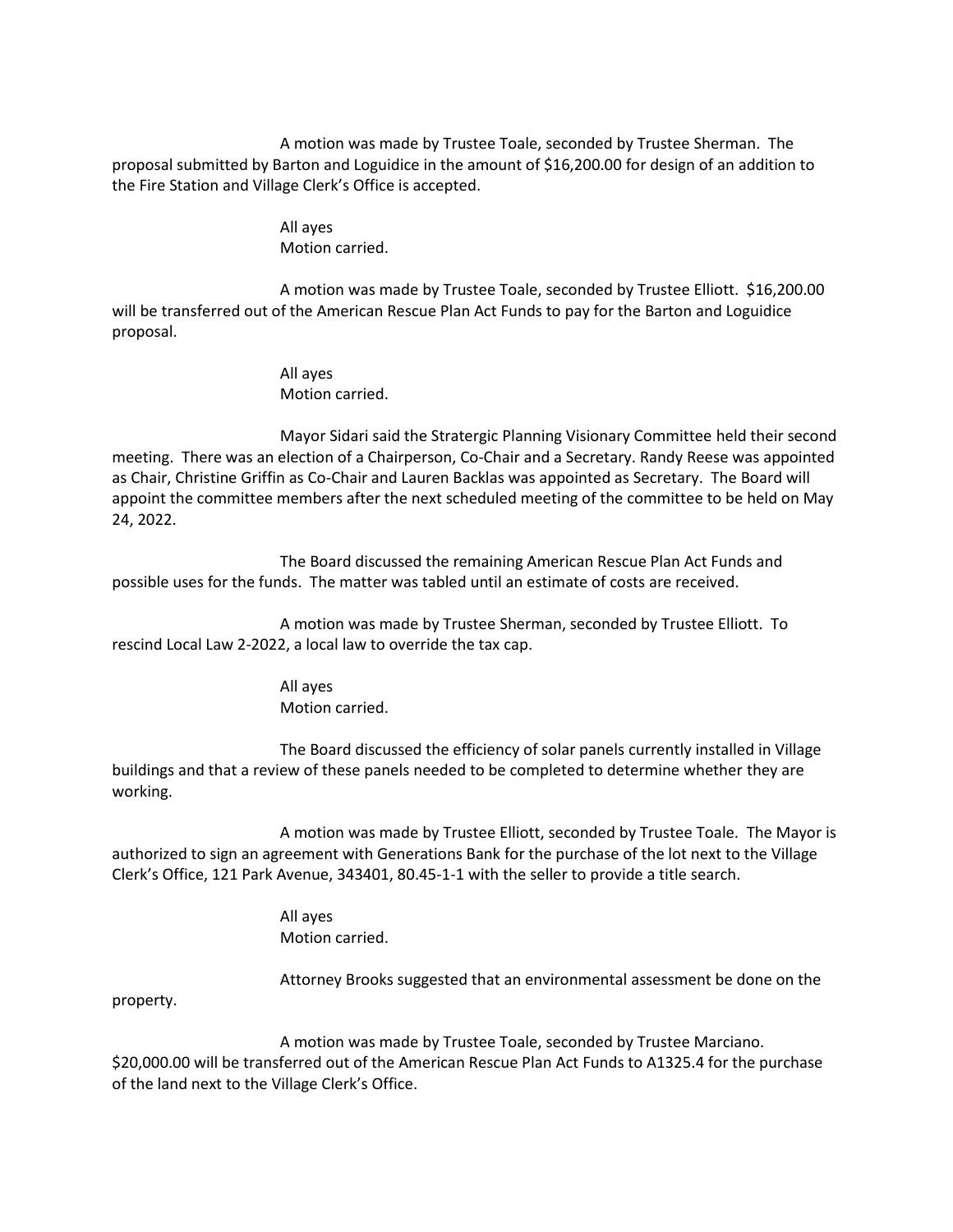A motion was made by Trustee Toale, seconded by Trustee Sherman. The proposal submitted by Barton and Loguidice in the amount of $16,200.00 for design of an addition to the Fire Station and Village Clerk's Office is accepted.

All ayes
Motion carried.

A motion was made by Trustee Toale, seconded by Trustee Elliott. $16,200.00 will be transferred out of the American Rescue Plan Act Funds to pay for the Barton and Loguidice proposal.

All ayes
Motion carried.

Mayor Sidari said the Stratergic Planning Visionary Committee held their second meeting. There was an election of a Chairperson, Co-Chair and a Secretary. Randy Reese was appointed as Chair, Christine Griffin as Co-Chair and Lauren Backlas was appointed as Secretary. The Board will appoint the committee members after the next scheduled meeting of the committee to be held on May 24, 2022.

The Board discussed the remaining American Rescue Plan Act Funds and possible uses for the funds. The matter was tabled until an estimate of costs are received.

A motion was made by Trustee Sherman, seconded by Trustee Elliott. To rescind Local Law 2-2022, a local law to override the tax cap.

All ayes
Motion carried.

The Board discussed the efficiency of solar panels currently installed in Village buildings and that a review of these panels needed to be completed to determine whether they are working.

A motion was made by Trustee Elliott, seconded by Trustee Toale. The Mayor is authorized to sign an agreement with Generations Bank for the purchase of the lot next to the Village Clerk's Office, 121 Park Avenue, 343401, 80.45-1-1 with the seller to provide a title search.

All ayes
Motion carried.

Attorney Brooks suggested that an environmental assessment be done on the property.

A motion was made by Trustee Toale, seconded by Trustee Marciano. $20,000.00 will be transferred out of the American Rescue Plan Act Funds to A1325.4 for the purchase of the land next to the Village Clerk's Office.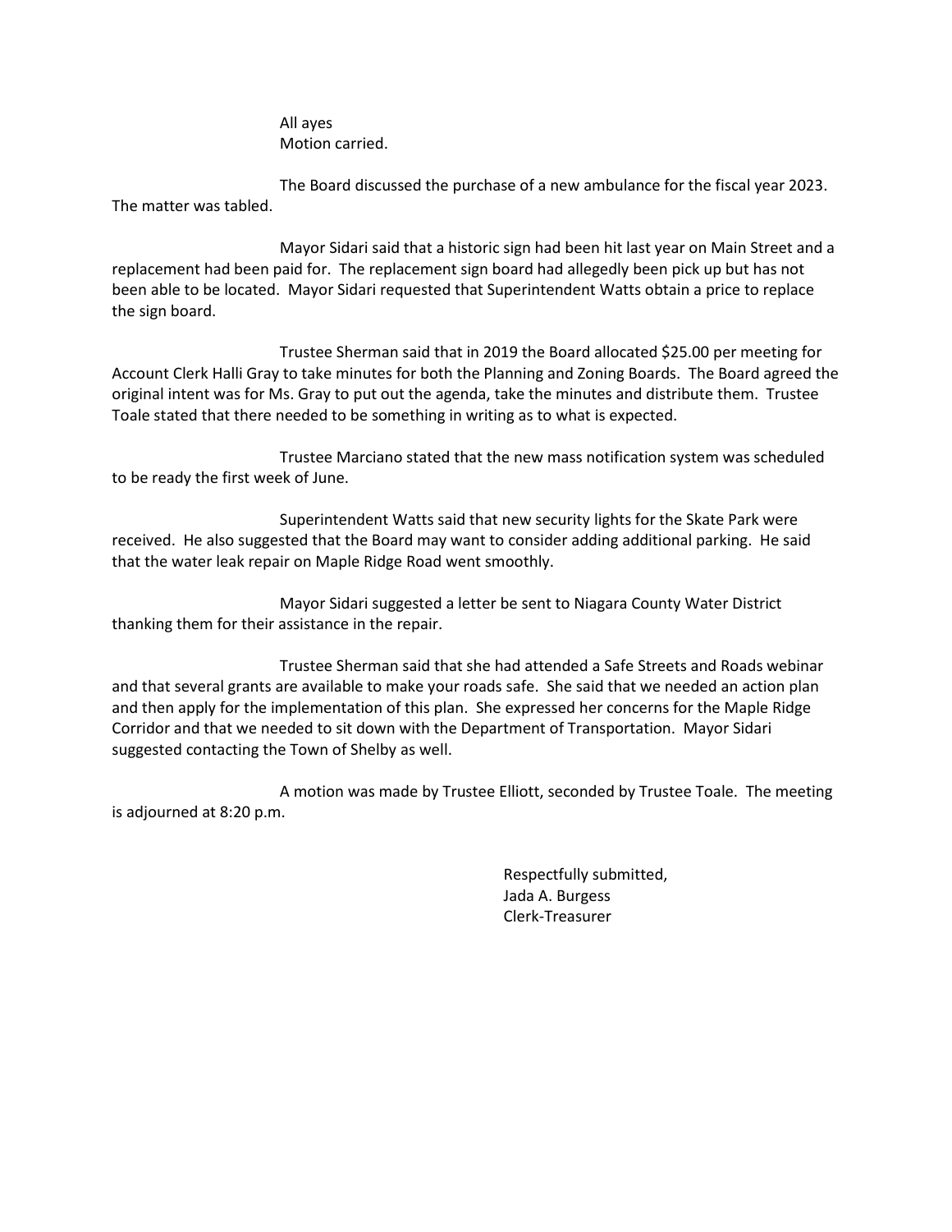All ayes
Motion carried.

The Board discussed the purchase of a new ambulance for the fiscal year 2023. The matter was tabled.

Mayor Sidari said that a historic sign had been hit last year on Main Street and a replacement had been paid for. The replacement sign board had allegedly been pick up but has not been able to be located. Mayor Sidari requested that Superintendent Watts obtain a price to replace the sign board.

Trustee Sherman said that in 2019 the Board allocated $25.00 per meeting for Account Clerk Halli Gray to take minutes for both the Planning and Zoning Boards. The Board agreed the original intent was for Ms. Gray to put out the agenda, take the minutes and distribute them. Trustee Toale stated that there needed to be something in writing as to what is expected.

Trustee Marciano stated that the new mass notification system was scheduled to be ready the first week of June.

Superintendent Watts said that new security lights for the Skate Park were received. He also suggested that the Board may want to consider adding additional parking. He said that the water leak repair on Maple Ridge Road went smoothly.

Mayor Sidari suggested a letter be sent to Niagara County Water District thanking them for their assistance in the repair.

Trustee Sherman said that she had attended a Safe Streets and Roads webinar and that several grants are available to make your roads safe. She said that we needed an action plan and then apply for the implementation of this plan. She expressed her concerns for the Maple Ridge Corridor and that we needed to sit down with the Department of Transportation. Mayor Sidari suggested contacting the Town of Shelby as well.

A motion was made by Trustee Elliott, seconded by Trustee Toale. The meeting is adjourned at 8:20 p.m.

Respectfully submitted,
Jada A. Burgess
Clerk-Treasurer